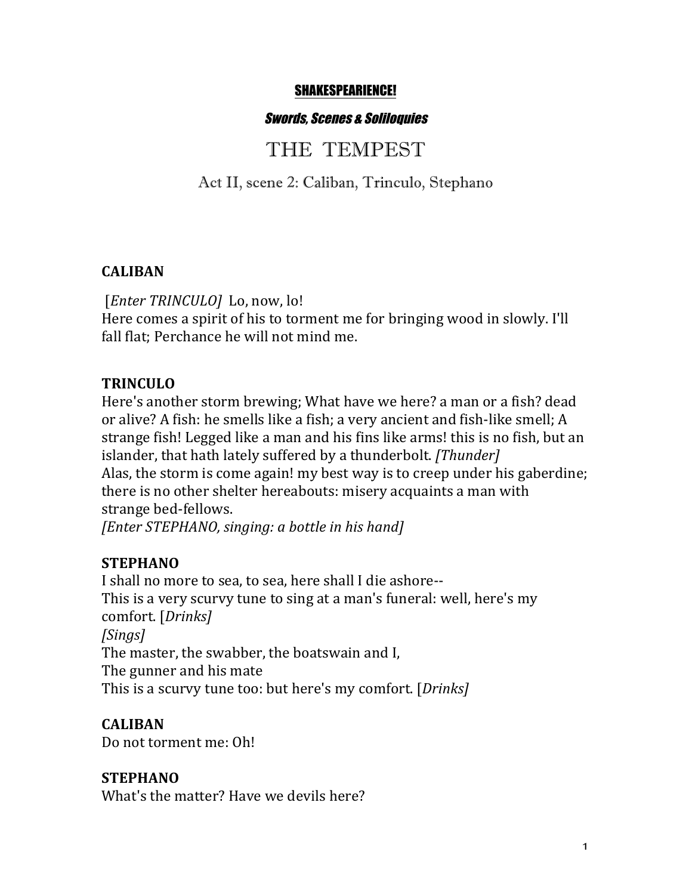**SHAKESPEARIENCE!**

***Swords, Scenes & Soliloquies***

# THE TEMPEST

## Act II, scene 2: Caliban, Trinculo, Stephano

**CALIBAN**

[*Enter TRINCULO*] Lo, now, lo!
Here comes a spirit of his to torment me for bringing wood in slowly. I'll fall flat; Perchance he will not mind me.

**TRINCULO**

Here's another storm brewing; What have we here? a man or a fish? dead or alive? A fish: he smells like a fish; a very ancient and fish-like smell; A strange fish! Legged like a man and his fins like arms! this is no fish, but an islander, that hath lately suffered by a thunderbolt. *[Thunder]*
Alas, the storm is come again! my best way is to creep under his gaberdine; there is no other shelter hereabouts: misery acquaints a man with strange bed-fellows.
*[Enter STEPHANO, singing: a bottle in his hand]*

**STEPHANO**

I shall no more to sea, to sea, here shall I die ashore--
This is a very scurvy tune to sing at a man's funeral: well, here's my comfort. [*Drinks*]
*[Sings]*
The master, the swabber, the boatswain and I,
The gunner and his mate
This is a scurvy tune too: but here's my comfort. [*Drinks]*

**CALIBAN**

Do not torment me: Oh!

**STEPHANO**

What's the matter? Have we devils here?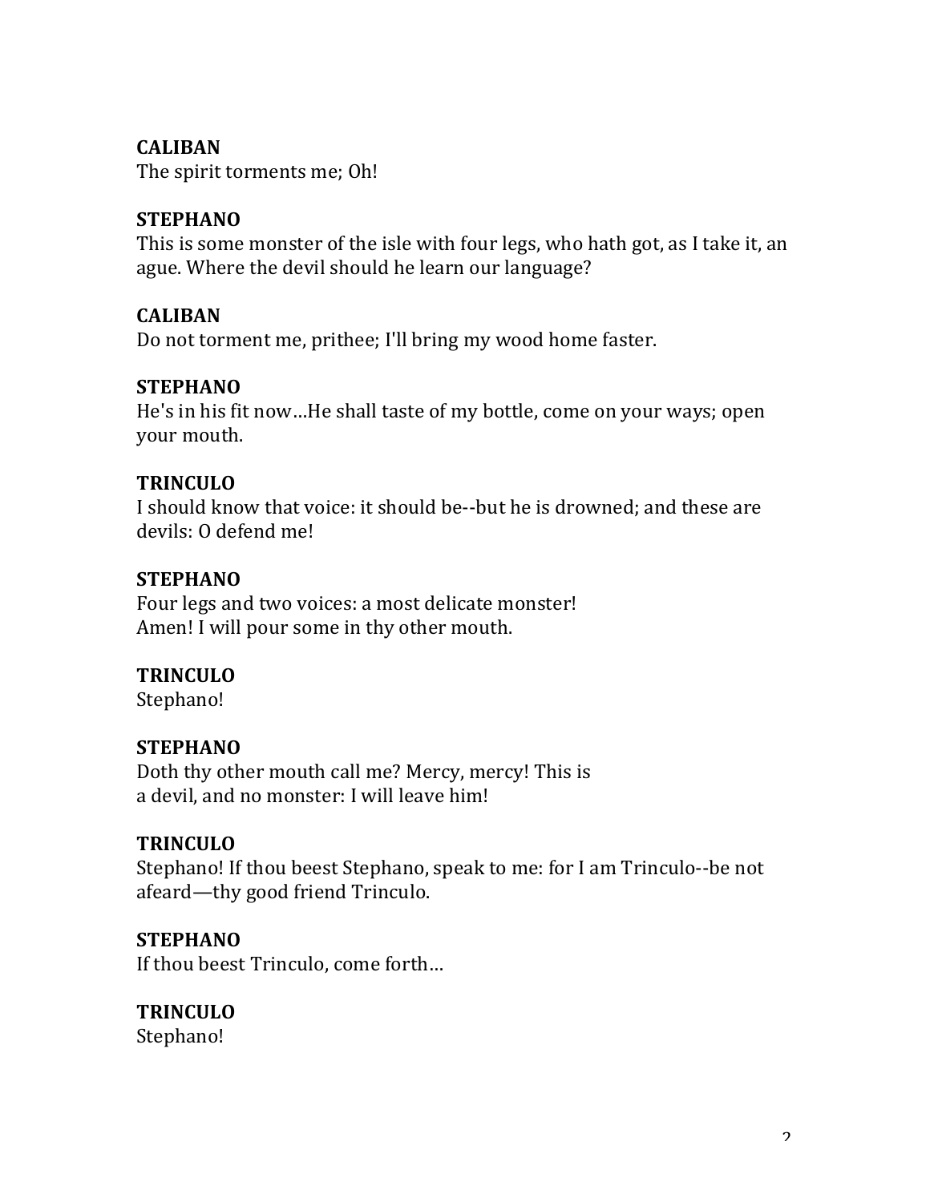**CALIBAN**
The spirit torments me; Oh!

**STEPHANO**
This is some monster of the isle with four legs, who hath got, as I take it, an ague. Where the devil should he learn our language?

**CALIBAN**
Do not torment me, prithee; I'll bring my wood home faster.

**STEPHANO**
He's in his fit now…He shall taste of my bottle, come on your ways; open your mouth.

**TRINCULO**
I should know that voice: it should be--but he is drowned; and these are devils: O defend me!

**STEPHANO**
Four legs and two voices: a most delicate monster!
Amen! I will pour some in thy other mouth.

**TRINCULO**
Stephano!

**STEPHANO**
Doth thy other mouth call me? Mercy, mercy! This is
a devil, and no monster: I will leave him!

**TRINCULO**
Stephano! If thou beest Stephano, speak to me: for I am Trinculo--be not afeard—thy good friend Trinculo.

**STEPHANO**
If thou beest Trinculo, come forth…

**TRINCULO**
Stephano!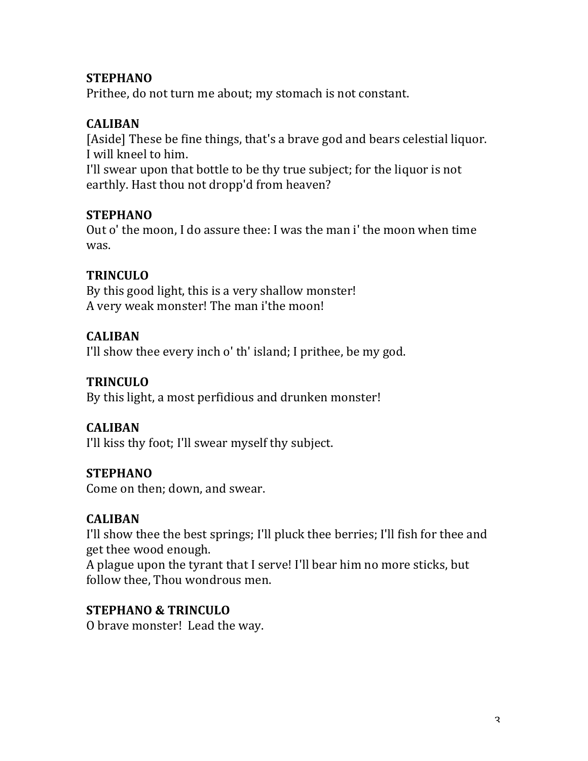**STEPHANO**
Prithee, do not turn me about; my stomach is not constant.

**CALIBAN**
[Aside] These be fine things, that's a brave god and bears celestial liquor. I will kneel to him.
I'll swear upon that bottle to be thy true subject; for the liquor is not earthly. Hast thou not dropp'd from heaven?

**STEPHANO**
Out o' the moon, I do assure thee: I was the man i' the moon when time was.

**TRINCULO**
By this good light, this is a very shallow monster!
A very weak monster! The man i'the moon!

**CALIBAN**
I'll show thee every inch o' th' island; I prithee, be my god.

**TRINCULO**
By this light, a most perfidious and drunken monster!

**CALIBAN**
I'll kiss thy foot; I'll swear myself thy subject.

**STEPHANO**
Come on then; down, and swear.

**CALIBAN**
I'll show thee the best springs; I'll pluck thee berries; I'll fish for thee and get thee wood enough.
A plague upon the tyrant that I serve! I'll bear him no more sticks, but follow thee, Thou wondrous men.

**STEPHANO & TRINCULO**
O brave monster!  Lead the way.